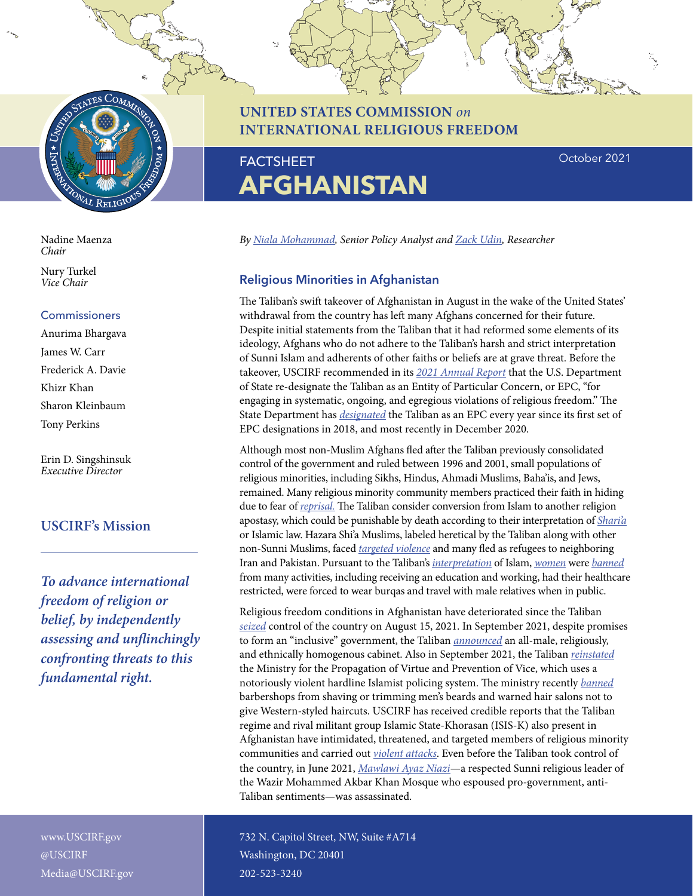# UNITED STATES COMMISSION *on* INTERNATIONAL RELIGIOUS FREEDOM

## FACTSHEET

# AFGHANISTAN

October 2021

Nadine Maenza
*Chair*

Nury Turkel
*Vice Chair*

**Commissioners**

Anurima Bhargava

James W. Carr

Frederick A. Davie

Khizr Khan

Sharon Kleinbaum

Tony Perkins

Erin D. Singshinsuk
*Executive Director*

### USCIRF's Mission

***To advance international freedom of religion or belief, by independently assessing and unflinchingly confronting threats to this fundamental right.***

*By Niala Mohammad, Senior Policy Analyst and Zack Udin, Researcher*

## Religious Minorities in Afghanistan

The Taliban's swift takeover of Afghanistan in August in the wake of the United States' withdrawal from the country has left many Afghans concerned for their future. Despite initial statements from the Taliban that it had reformed some elements of its ideology, Afghans who do not adhere to the Taliban's harsh and strict interpretation of Sunni Islam and adherents of other faiths or beliefs are at grave threat. Before the takeover, USCIRF recommended in its *2021 Annual Report* that the U.S. Department of State re-designate the Taliban as an Entity of Particular Concern, or EPC, "for engaging in systematic, ongoing, and egregious violations of religious freedom." The State Department has *designated* the Taliban as an EPC every year since its first set of EPC designations in 2018, and most recently in December 2020.

Although most non-Muslim Afghans fled after the Taliban previously consolidated control of the government and ruled between 1996 and 2001, small populations of religious minorities, including Sikhs, Hindus, Ahmadi Muslims, Baha'is, and Jews, remained. Many religious minority community members practiced their faith in hiding due to fear of *reprisal.* The Taliban consider conversion from Islam to another religion apostasy, which could be punishable by death according to their interpretation of *Shari'a* or Islamic law. Hazara Shi'a Muslims, labeled heretical by the Taliban along with other non-Sunni Muslims, faced *targeted violence* and many fled as refugees to neighboring Iran and Pakistan. Pursuant to the Taliban's *interpretation* of Islam, *women* were *banned* from many activities, including receiving an education and working, had their healthcare restricted, were forced to wear burqas and travel with male relatives when in public.

Religious freedom conditions in Afghanistan have deteriorated since the Taliban *seized* control of the country on August 15, 2021. In September 2021, despite promises to form an "inclusive" government, the Taliban *announced* an all-male, religiously, and ethnically homogenous cabinet. Also in September 2021, the Taliban *reinstated* the Ministry for the Propagation of Virtue and Prevention of Vice, which uses a notoriously violent hardline Islamist policing system. The ministry recently *banned* barbershops from shaving or trimming men's beards and warned hair salons not to give Western-styled haircuts. USCIRF has received credible reports that the Taliban regime and rival militant group Islamic State-Khorasan (ISIS-K) also present in Afghanistan have intimidated, threatened, and targeted members of religious minority communities and carried out *violent attacks*. Even before the Taliban took control of the country, in June 2021, *Mawlawi Ayaz Niazi*—a respected Sunni religious leader of the Wazir Mohammed Akbar Khan Mosque who espoused pro-government, anti-Taliban sentiments—was assassinated.

www.USCIRF.gov
@USCIRF
Media@USCIRF.gov

732 N. Capitol Street, NW, Suite #A714
Washington, DC 20401
202-523-3240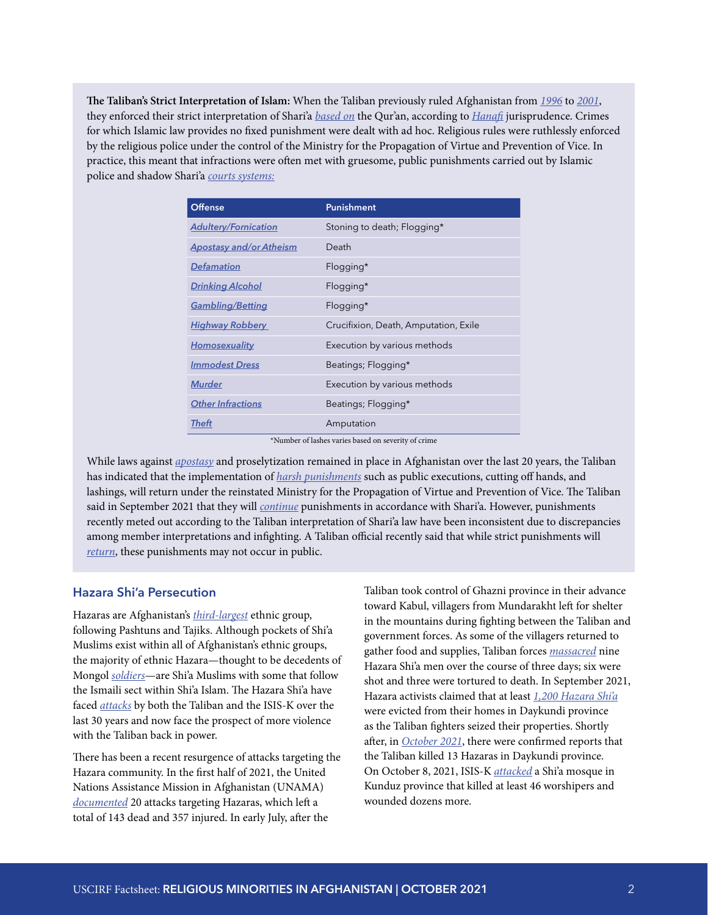**The Taliban's Strict Interpretation of Islam:** When the Taliban previously ruled Afghanistan from 1996 to 2001, they enforced their strict interpretation of Shari'a based on the Qur'an, according to Hanafi jurisprudence. Crimes for which Islamic law provides no fixed punishment were dealt with ad hoc. Religious rules were ruthlessly enforced by the religious police under the control of the Ministry for the Propagation of Virtue and Prevention of Vice. In practice, this meant that infractions were often met with gruesome, public punishments carried out by Islamic police and shadow Shari'a courts systems:

| Offense | Punishment |
| --- | --- |
| Adultery/Fornication | Stoning to death; Flogging* |
| Apostasy and/or Atheism | Death |
| Defamation | Flogging* |
| Drinking Alcohol | Flogging* |
| Gambling/Betting | Flogging* |
| Highway Robbery | Crucifixion, Death, Amputation, Exile |
| Homosexuality | Execution by various methods |
| Immodest Dress | Beatings; Flogging* |
| Murder | Execution by various methods |
| Other Infractions | Beatings; Flogging* |
| Theft | Amputation |

*Number of lashes varies based on severity of crime

While laws against apostasy and proselytization remained in place in Afghanistan over the last 20 years, the Taliban has indicated that the implementation of harsh punishments such as public executions, cutting off hands, and lashings, will return under the reinstated Ministry for the Propagation of Virtue and Prevention of Vice. The Taliban said in September 2021 that they will continue punishments in accordance with Shari'a. However, punishments recently meted out according to the Taliban interpretation of Shari'a law have been inconsistent due to discrepancies among member interpretations and infighting. A Taliban official recently said that while strict punishments will return, these punishments may not occur in public.

## Hazara Shi'a Persecution

Hazaras are Afghanistan's third-largest ethnic group, following Pashtuns and Tajiks. Although pockets of Shi'a Muslims exist within all of Afghanistan's ethnic groups, the majority of ethnic Hazara—thought to be decedents of Mongol soldiers—are Shi'a Muslims with some that follow the Ismaili sect within Shi'a Islam. The Hazara Shi'a have faced attacks by both the Taliban and the ISIS-K over the last 30 years and now face the prospect of more violence with the Taliban back in power.

There has been a recent resurgence of attacks targeting the Hazara community. In the first half of 2021, the United Nations Assistance Mission in Afghanistan (UNAMA) documented 20 attacks targeting Hazaras, which left a total of 143 dead and 357 injured. In early July, after the Taliban took control of Ghazni province in their advance toward Kabul, villagers from Mundarakht left for shelter in the mountains during fighting between the Taliban and government forces. As some of the villagers returned to gather food and supplies, Taliban forces massacred nine Hazara Shi'a men over the course of three days; six were shot and three were tortured to death. In September 2021, Hazara activists claimed that at least 1,200 Hazara Shi'a were evicted from their homes in Daykundi province as the Taliban fighters seized their properties. Shortly after, in October 2021, there were confirmed reports that the Taliban killed 13 Hazaras in Daykundi province. On October 8, 2021, ISIS-K attacked a Shi'a mosque in Kunduz province that killed at least 46 worshipers and wounded dozens more.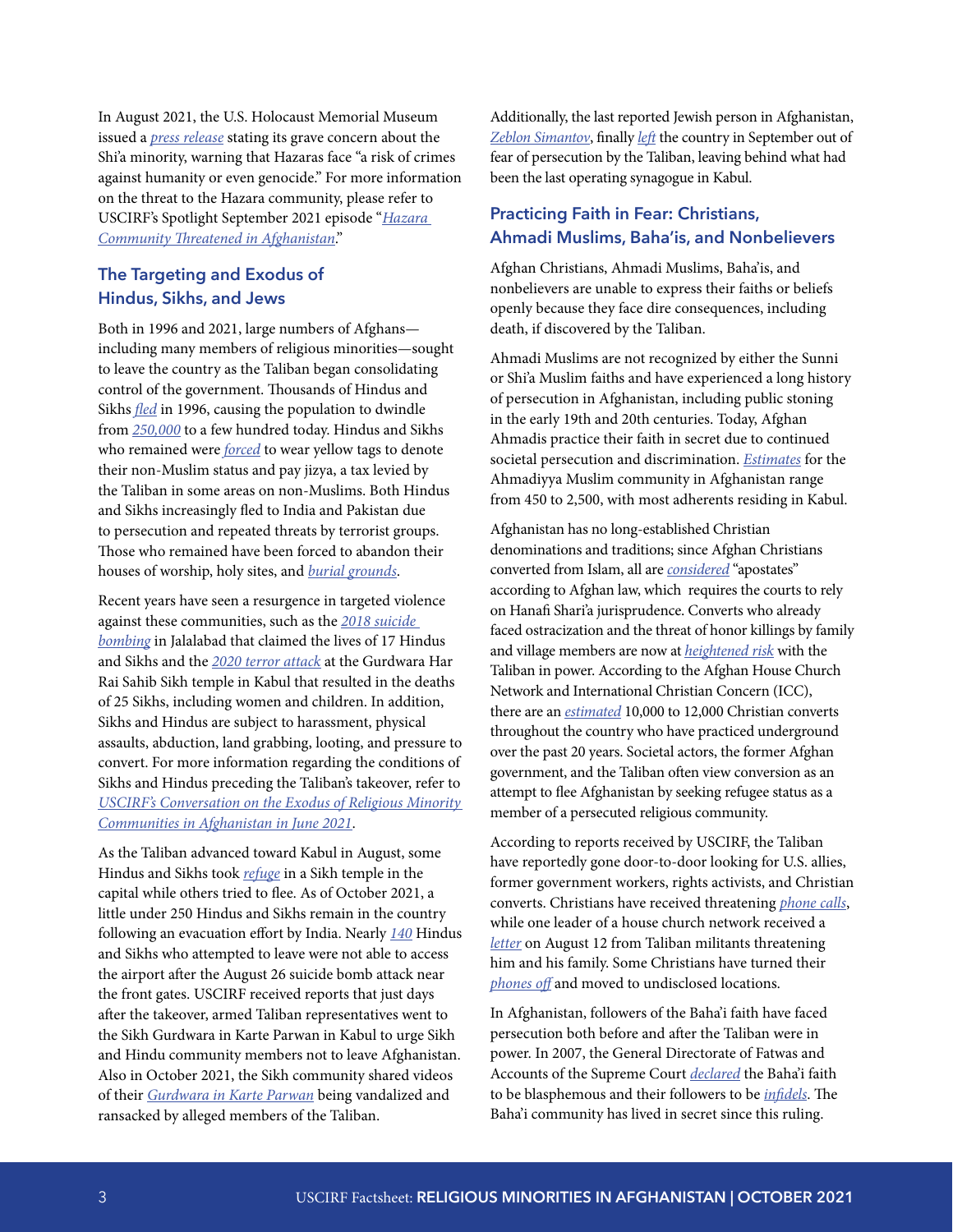In August 2021, the U.S. Holocaust Memorial Museum issued a *press release* stating its grave concern about the Shi'a minority, warning that Hazaras face "a risk of crimes against humanity or even genocide." For more information on the threat to the Hazara community, please refer to USCIRF's Spotlight September 2021 episode "*Hazara Community Threatened in Afghanistan*."

## The Targeting and Exodus of Hindus, Sikhs, and Jews

Both in 1996 and 2021, large numbers of Afghans—including many members of religious minorities—sought to leave the country as the Taliban began consolidating control of the government. Thousands of Hindus and Sikhs *fled* in 1996, causing the population to dwindle from *250,000* to a few hundred today. Hindus and Sikhs who remained were *forced* to wear yellow tags to denote their non-Muslim status and pay jizya, a tax levied by the Taliban in some areas on non-Muslims. Both Hindus and Sikhs increasingly fled to India and Pakistan due to persecution and repeated threats by terrorist groups. Those who remained have been forced to abandon their houses of worship, holy sites, and *burial grounds*.

Recent years have seen a resurgence in targeted violence against these communities, such as the *2018 suicide bombing* in Jalalabad that claimed the lives of 17 Hindus and Sikhs and the *2020 terror attack* at the Gurdwara Har Rai Sahib Sikh temple in Kabul that resulted in the deaths of 25 Sikhs, including women and children. In addition, Sikhs and Hindus are subject to harassment, physical assaults, abduction, land grabbing, looting, and pressure to convert. For more information regarding the conditions of Sikhs and Hindus preceding the Taliban's takeover, refer to *USCIRF's Conversation on the Exodus of Religious Minority Communities in Afghanistan in June 2021*.

As the Taliban advanced toward Kabul in August, some Hindus and Sikhs took *refuge* in a Sikh temple in the capital while others tried to flee. As of October 2021, a little under 250 Hindus and Sikhs remain in the country following an evacuation effort by India. Nearly *140* Hindus and Sikhs who attempted to leave were not able to access the airport after the August 26 suicide bomb attack near the front gates. USCIRF received reports that just days after the takeover, armed Taliban representatives went to the Sikh Gurdwara in Karte Parwan in Kabul to urge Sikh and Hindu community members not to leave Afghanistan. Also in October 2021, the Sikh community shared videos of their *Gurdwara in Karte Parwan* being vandalized and ransacked by alleged members of the Taliban.

Additionally, the last reported Jewish person in Afghanistan, *Zeblon Simantov*, finally *left* the country in September out of fear of persecution by the Taliban, leaving behind what had been the last operating synagogue in Kabul.

## Practicing Faith in Fear: Christians, Ahmadi Muslims, Baha'is, and Nonbelievers

Afghan Christians, Ahmadi Muslims, Baha'is, and nonbelievers are unable to express their faiths or beliefs openly because they face dire consequences, including death, if discovered by the Taliban.

Ahmadi Muslims are not recognized by either the Sunni or Shi'a Muslim faiths and have experienced a long history of persecution in Afghanistan, including public stoning in the early 19th and 20th centuries. Today, Afghan Ahmadis practice their faith in secret due to continued societal persecution and discrimination. *Estimates* for the Ahmadiyya Muslim community in Afghanistan range from 450 to 2,500, with most adherents residing in Kabul.

Afghanistan has no long-established Christian denominations and traditions; since Afghan Christians converted from Islam, all are *considered* "apostates" according to Afghan law, which requires the courts to rely on Hanafi Shari'a jurisprudence. Converts who already faced ostracization and the threat of honor killings by family and village members are now at *heightened risk* with the Taliban in power. According to the Afghan House Church Network and International Christian Concern (ICC), there are an *estimated* 10,000 to 12,000 Christian converts throughout the country who have practiced underground over the past 20 years. Societal actors, the former Afghan government, and the Taliban often view conversion as an attempt to flee Afghanistan by seeking refugee status as a member of a persecuted religious community.

According to reports received by USCIRF, the Taliban have reportedly gone door-to-door looking for U.S. allies, former government workers, rights activists, and Christian converts. Christians have received threatening *phone calls*, while one leader of a house church network received a *letter* on August 12 from Taliban militants threatening him and his family. Some Christians have turned their *phones off* and moved to undisclosed locations.

In Afghanistan, followers of the Baha'i faith have faced persecution both before and after the Taliban were in power. In 2007, the General Directorate of Fatwas and Accounts of the Supreme Court *declared* the Baha'i faith to be blasphemous and their followers to be *infidels*. The Baha'i community has lived in secret since this ruling.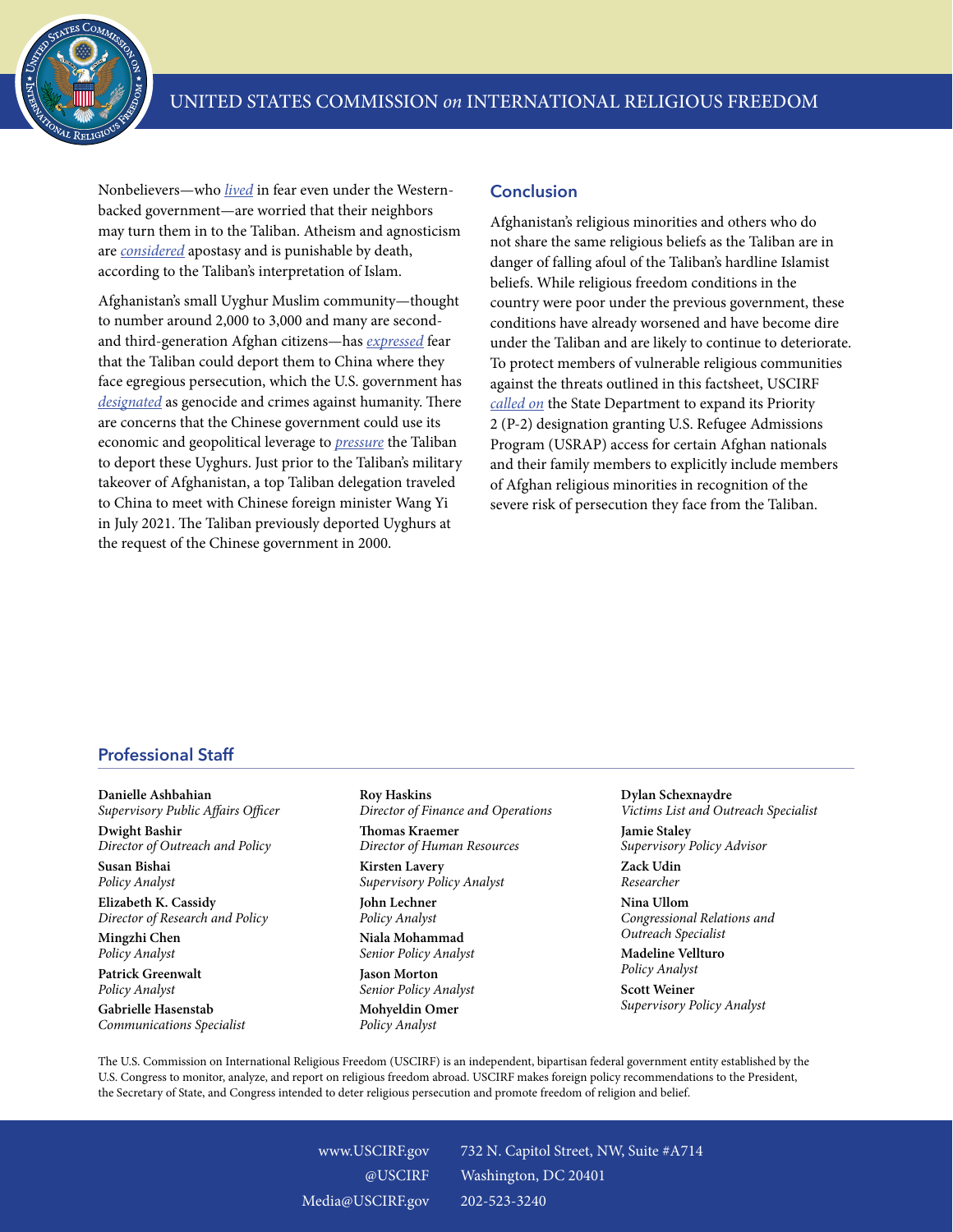Nonbelievers—who *lived* in fear even under the Western-backed government—are worried that their neighbors may turn them in to the Taliban. Atheism and agnosticism are *considered* apostasy and is punishable by death, according to the Taliban's interpretation of Islam.

Afghanistan's small Uyghur Muslim community—thought to number around 2,000 to 3,000 and many are second- and third-generation Afghan citizens—has *expressed* fear that the Taliban could deport them to China where they face egregious persecution, which the U.S. government has *designated* as genocide and crimes against humanity. There are concerns that the Chinese government could use its economic and geopolitical leverage to *pressure* the Taliban to deport these Uyghurs. Just prior to the Taliban's military takeover of Afghanistan, a top Taliban delegation traveled to China to meet with Chinese foreign minister Wang Yi in July 2021. The Taliban previously deported Uyghurs at the request of the Chinese government in 2000.

## Conclusion

Afghanistan's religious minorities and others who do not share the same religious beliefs as the Taliban are in danger of falling afoul of the Taliban's hardline Islamist beliefs. While religious freedom conditions in the country were poor under the previous government, these conditions have already worsened and have become dire under the Taliban and are likely to continue to deteriorate. To protect members of vulnerable religious communities against the threats outlined in this factsheet, USCIRF *called on* the State Department to expand its Priority 2 (P-2) designation granting U.S. Refugee Admissions Program (USRAP) access for certain Afghan nationals and their family members to explicitly include members of Afghan religious minorities in recognition of the severe risk of persecution they face from the Taliban.

## Professional Staff

**Danielle Ashbahian**
*Supervisory Public Affairs Officer*

**Dwight Bashir**
*Director of Outreach and Policy*

**Susan Bishai**
*Policy Analyst*

**Elizabeth K. Cassidy**
*Director of Research and Policy*

**Mingzhi Chen**
*Policy Analyst*

**Patrick Greenwalt**
*Policy Analyst*

**Gabrielle Hasenstab**
*Communications Specialist*

**Roy Haskins**
*Director of Finance and Operations*

**Thomas Kraemer**
*Director of Human Resources*

**Kirsten Lavery**
*Supervisory Policy Analyst*

**John Lechner**
*Policy Analyst*

**Niala Mohammad**
*Senior Policy Analyst*

**Jason Morton**
*Senior Policy Analyst*

**Mohyeldin Omer**
*Policy Analyst*

**Dylan Schexnaydre**
*Victims List and Outreach Specialist*

**Jamie Staley**
*Supervisory Policy Advisor*

**Zack Udin**
*Researcher*

**Nina Ullom**
*Congressional Relations and Outreach Specialist*

**Madeline Vellturo**
*Policy Analyst*

**Scott Weiner**
*Supervisory Policy Analyst*

The U.S. Commission on International Religious Freedom (USCIRF) is an independent, bipartisan federal government entity established by the U.S. Congress to monitor, analyze, and report on religious freedom abroad. USCIRF makes foreign policy recommendations to the President, the Secretary of State, and Congress intended to deter religious persecution and promote freedom of religion and belief.

www.USCIRF.gov
@USCIRF
Media@USCIRF.gov

732 N. Capitol Street, NW, Suite #A714
Washington, DC 20401
202-523-3240